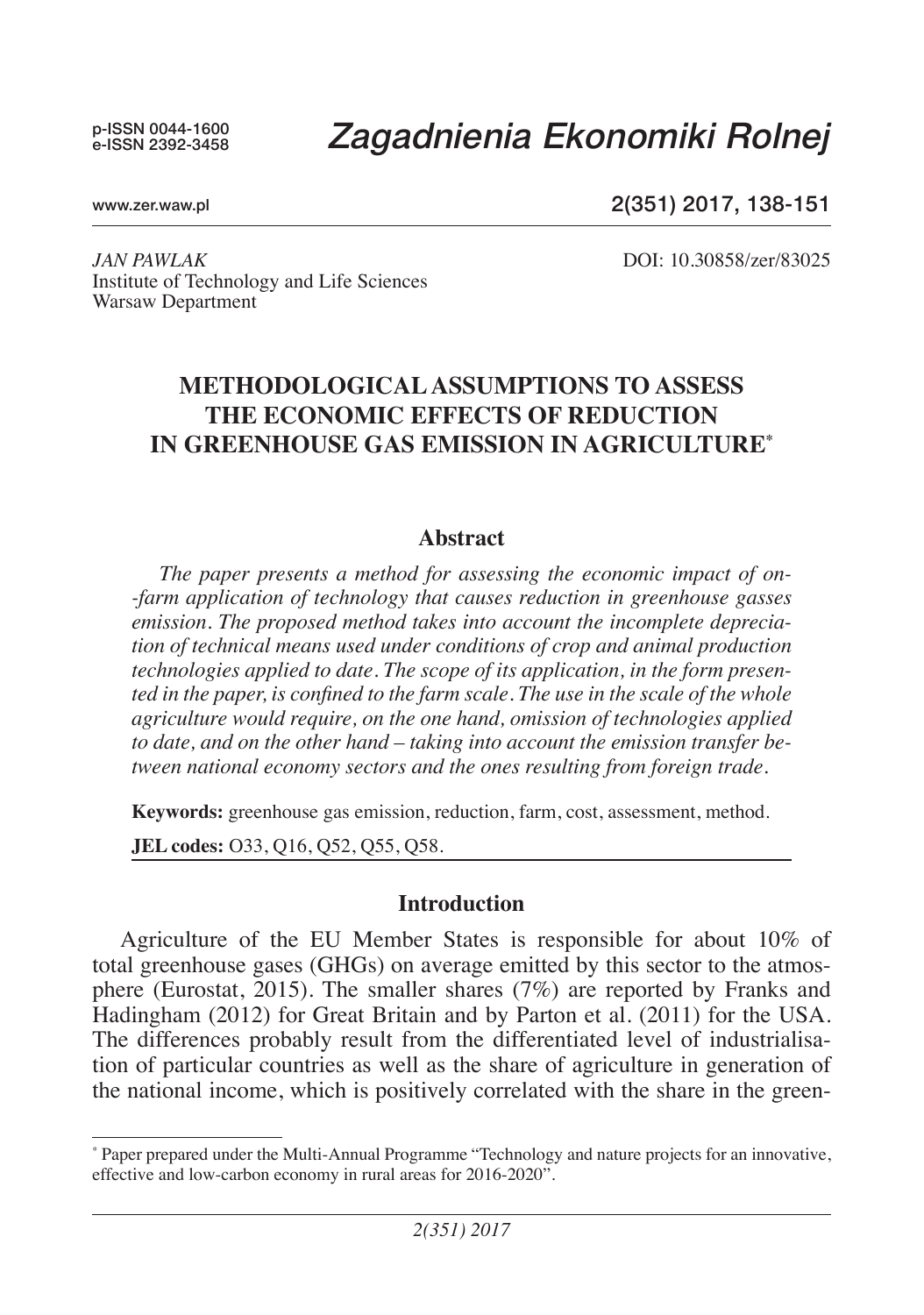p-ISSN 0044-1600
e-ISSN 2392-3458

# *Zagadnienia Ekonomiki Rolnej*

www.zer.waw.pl

2(351) 2017, 138-151

*JAN PAWLAK*
Institute of Technology and Life Sciences
Warsaw Department

DOI: 10.30858/zer/83025

# METHODOLOGICAL ASSUMPTIONS TO ASSESS THE ECONOMIC EFFECTS OF REDUCTION IN GREENHOUSE GAS EMISSION IN AGRICULTURE*

## Abstract

*The paper presents a method for assessing the economic impact of on--farm application of technology that causes reduction in greenhouse gasses emission. The proposed method takes into account the incomplete depreciation of technical means used under conditions of crop and animal production technologies applied to date. The scope of its application, in the form presented in the paper, is confined to the farm scale. The use in the scale of the whole agriculture would require, on the one hand, omission of technologies applied to date, and on the other hand – taking into account the emission transfer between national economy sectors and the ones resulting from foreign trade.*

**Keywords:** greenhouse gas emission, reduction, farm, cost, assessment, method.

**JEL codes:** O33, Q16, Q52, Q55, Q58.

## Introduction

Agriculture of the EU Member States is responsible for about 10% of total greenhouse gases (GHGs) on average emitted by this sector to the atmosphere (Eurostat, 2015). The smaller shares (7%) are reported by Franks and Hadingham (2012) for Great Britain and by Parton et al. (2011) for the USA. The differences probably result from the differentiated level of industrialisation of particular countries as well as the share of agriculture in generation of the national income, which is positively correlated with the share in the green-

* Paper prepared under the Multi-Annual Programme "Technology and nature projects for an innovative, effective and low-carbon economy in rural areas for 2016-2020".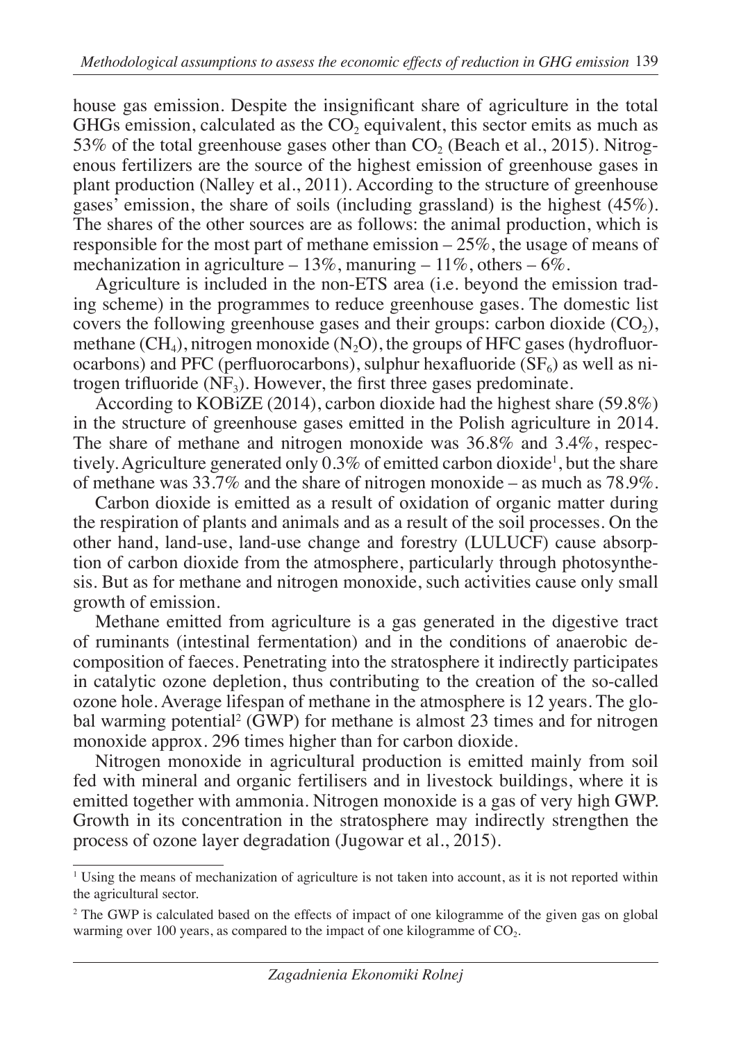house gas emission. Despite the insignificant share of agriculture in the total GHGs emission, calculated as the $CO_2$ equivalent, this sector emits as much as 53% of the total greenhouse gases other than $CO_2$ (Beach et al., 2015). Nitrogenous fertilizers are the source of the highest emission of greenhouse gases in plant production (Nalley et al., 2011). According to the structure of greenhouse gases' emission, the share of soils (including grassland) is the highest (45%). The shares of the other sources are as follows: the animal production, which is responsible for the most part of methane emission – 25%, the usage of means of mechanization in agriculture – 13%, manuring – 11%, others – 6%.

Agriculture is included in the non-ETS area (i.e. beyond the emission trading scheme) in the programmes to reduce greenhouse gases. The domestic list covers the following greenhouse gases and their groups: carbon dioxide ($CO_2$), methane ($CH_4$), nitrogen monoxide ($N_2O$), the groups of HFC gases (hydrofluorocarbons) and PFC (perfluorocarbons), sulphur hexafluoride ($SF_6$) as well as nitrogen trifluoride ($NF_3$). However, the first three gases predominate.

According to KOBiZE (2014), carbon dioxide had the highest share (59.8%) in the structure of greenhouse gases emitted in the Polish agriculture in 2014. The share of methane and nitrogen monoxide was 36.8% and 3.4%, respectively. Agriculture generated only 0.3% of emitted carbon dioxide[1], but the share of methane was 33.7% and the share of nitrogen monoxide – as much as 78.9%.

Carbon dioxide is emitted as a result of oxidation of organic matter during the respiration of plants and animals and as a result of the soil processes. On the other hand, land-use, land-use change and forestry (LULUCF) cause absorption of carbon dioxide from the atmosphere, particularly through photosynthesis. But as for methane and nitrogen monoxide, such activities cause only small growth of emission.

Methane emitted from agriculture is a gas generated in the digestive tract of ruminants (intestinal fermentation) and in the conditions of anaerobic decomposition of faeces. Penetrating into the stratosphere it indirectly participates in catalytic ozone depletion, thus contributing to the creation of the so-called ozone hole. Average lifespan of methane in the atmosphere is 12 years. The global warming potential[2] (GWP) for methane is almost 23 times and for nitrogen monoxide approx. 296 times higher than for carbon dioxide.

Nitrogen monoxide in agricultural production is emitted mainly from soil fed with mineral and organic fertilisers and in livestock buildings, where it is emitted together with ammonia. Nitrogen monoxide is a gas of very high GWP. Growth in its concentration in the stratosphere may indirectly strengthen the process of ozone layer degradation (Jugowar et al., 2015).

---

[1] Using the means of mechanization of agriculture is not taken into account, as it is not reported within the agricultural sector.

[2] The GWP is calculated based on the effects of impact of one kilogramme of the given gas on global warming over 100 years, as compared to the impact of one kilogramme of $CO_2$.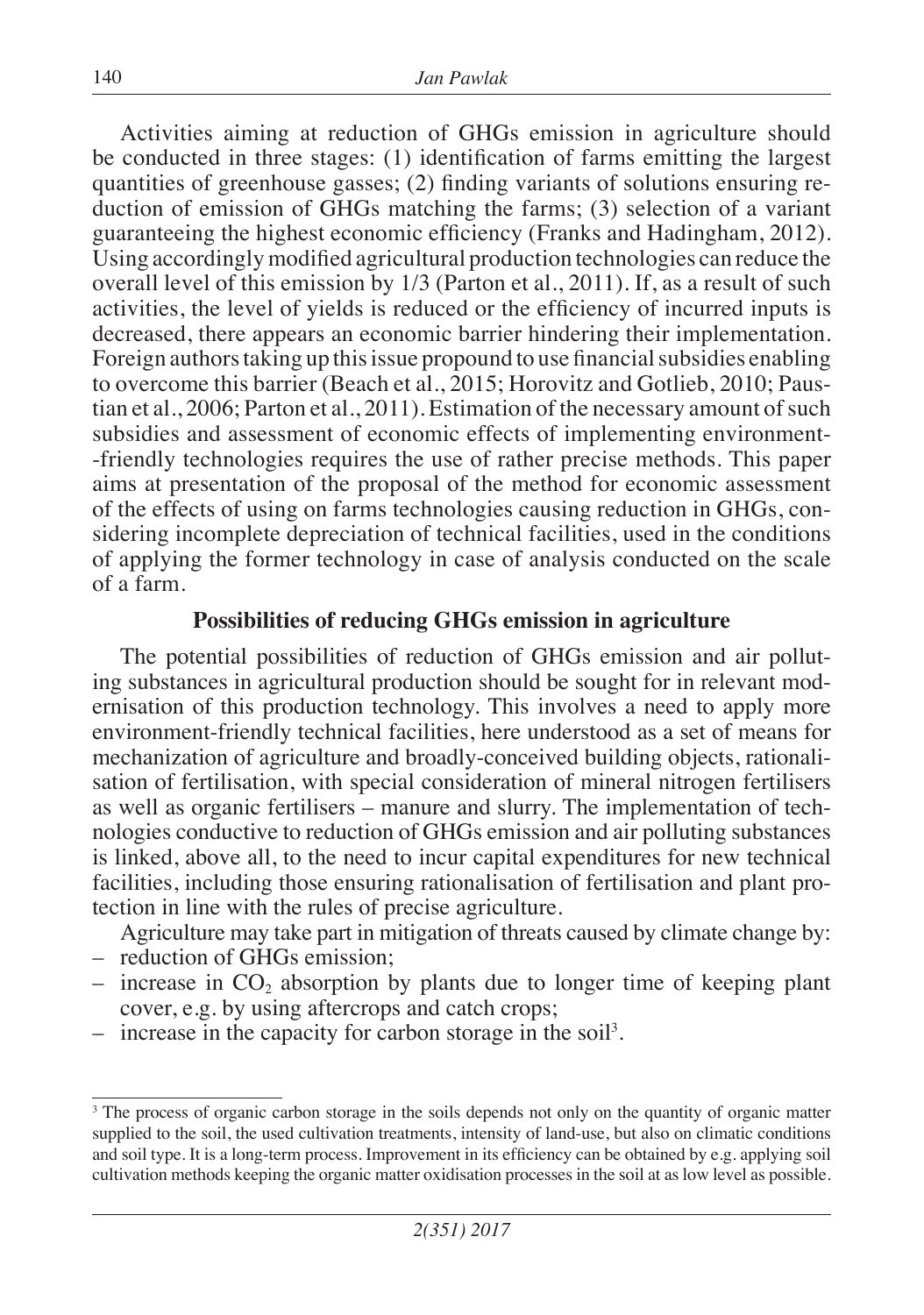Activities aiming at reduction of GHGs emission in agriculture should be conducted in three stages: (1) identification of farms emitting the largest quantities of greenhouse gasses; (2) finding variants of solutions ensuring reduction of emission of GHGs matching the farms; (3) selection of a variant guaranteeing the highest economic efficiency (Franks and Hadingham, 2012). Using accordingly modified agricultural production technologies can reduce the overall level of this emission by 1/3 (Parton et al., 2011). If, as a result of such activities, the level of yields is reduced or the efficiency of incurred inputs is decreased, there appears an economic barrier hindering their implementation. Foreign authors taking up this issue propound to use financial subsidies enabling to overcome this barrier (Beach et al., 2015; Horovitz and Gotlieb, 2010; Paustian et al., 2006; Parton et al., 2011). Estimation of the necessary amount of such subsidies and assessment of economic effects of implementing environment-friendly technologies requires the use of rather precise methods. This paper aims at presentation of the proposal of the method for economic assessment of the effects of using on farms technologies causing reduction in GHGs, considering incomplete depreciation of technical facilities, used in the conditions of applying the former technology in case of analysis conducted on the scale of a farm.

## Possibilities of reducing GHGs emission in agriculture

The potential possibilities of reduction of GHGs emission and air polluting substances in agricultural production should be sought for in relevant modernisation of this production technology. This involves a need to apply more environment-friendly technical facilities, here understood as a set of means for mechanization of agriculture and broadly-conceived building objects, rationalisation of fertilisation, with special consideration of mineral nitrogen fertilisers as well as organic fertilisers – manure and slurry. The implementation of technologies conductive to reduction of GHGs emission and air polluting substances is linked, above all, to the need to incur capital expenditures for new technical facilities, including those ensuring rationalisation of fertilisation and plant protection in line with the rules of precise agriculture.

Agriculture may take part in mitigation of threats caused by climate change by:

- reduction of GHGs emission;
- increase in $CO_2$ absorption by plants due to longer time of keeping plant cover, e.g. by using aftercrops and catch crops;
- increase in the capacity for carbon storage in the soil[3].

---

[3] The process of organic carbon storage in the soils depends not only on the quantity of organic matter supplied to the soil, the used cultivation treatments, intensity of land-use, but also on climatic conditions and soil type. It is a long-term process. Improvement in its efficiency can be obtained by e.g. applying soil cultivation methods keeping the organic matter oxidisation processes in the soil at as low level as possible.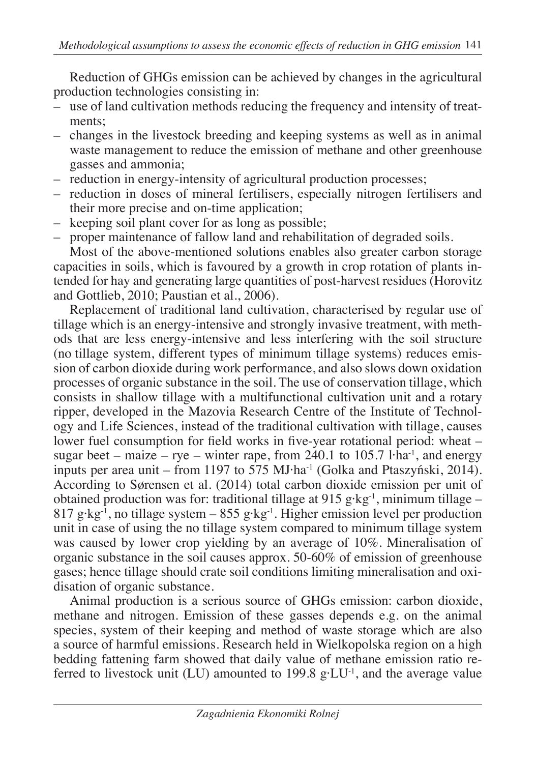Reduction of GHGs emission can be achieved by changes in the agricultural production technologies consisting in:

- use of land cultivation methods reducing the frequency and intensity of treatments;
- changes in the livestock breeding and keeping systems as well as in animal waste management to reduce the emission of methane and other greenhouse gasses and ammonia;
- reduction in energy-intensity of agricultural production processes;
- reduction in doses of mineral fertilisers, especially nitrogen fertilisers and their more precise and on-time application;
- keeping soil plant cover for as long as possible;
- proper maintenance of fallow land and rehabilitation of degraded soils.

Most of the above-mentioned solutions enables also greater carbon storage capacities in soils, which is favoured by a growth in crop rotation of plants intended for hay and generating large quantities of post-harvest residues (Horovitz and Gottlieb, 2010; Paustian et al., 2006).

Replacement of traditional land cultivation, characterised by regular use of tillage which is an energy-intensive and strongly invasive treatment, with methods that are less energy-intensive and less interfering with the soil structure (no tillage system, different types of minimum tillage systems) reduces emission of carbon dioxide during work performance, and also slows down oxidation processes of organic substance in the soil. The use of conservation tillage, which consists in shallow tillage with a multifunctional cultivation unit and a rotary ripper, developed in the Mazovia Research Centre of the Institute of Technology and Life Sciences, instead of the traditional cultivation with tillage, causes lower fuel consumption for field works in five-year rotational period: wheat – sugar beet – maize – rye – winter rape, from 240.1 to 105.7 $l \cdot ha^{-1}$, and energy inputs per area unit – from 1197 to 575 $MJ \cdot ha^{-1}$ (Golka and Ptaszyński, 2014). According to Sørensen et al. (2014) total carbon dioxide emission per unit of obtained production was for: traditional tillage at 915 $g \cdot kg^{-1}$, minimum tillage – 817 $g \cdot kg^{-1}$, no tillage system – 855 $g \cdot kg^{-1}$. Higher emission level per production unit in case of using the no tillage system compared to minimum tillage system was caused by lower crop yielding by an average of 10%. Mineralisation of organic substance in the soil causes approx. 50-60% of emission of greenhouse gases; hence tillage should crate soil conditions limiting mineralisation and oxidisation of organic substance.

Animal production is a serious source of GHGs emission: carbon dioxide, methane and nitrogen. Emission of these gasses depends e.g. on the animal species, system of their keeping and method of waste storage which are also a source of harmful emissions. Research held in Wielkopolska region on a high bedding fattening farm showed that daily value of methane emission ratio referred to livestock unit (LU) amounted to 199.8 $g \cdot LU^{-1}$, and the average value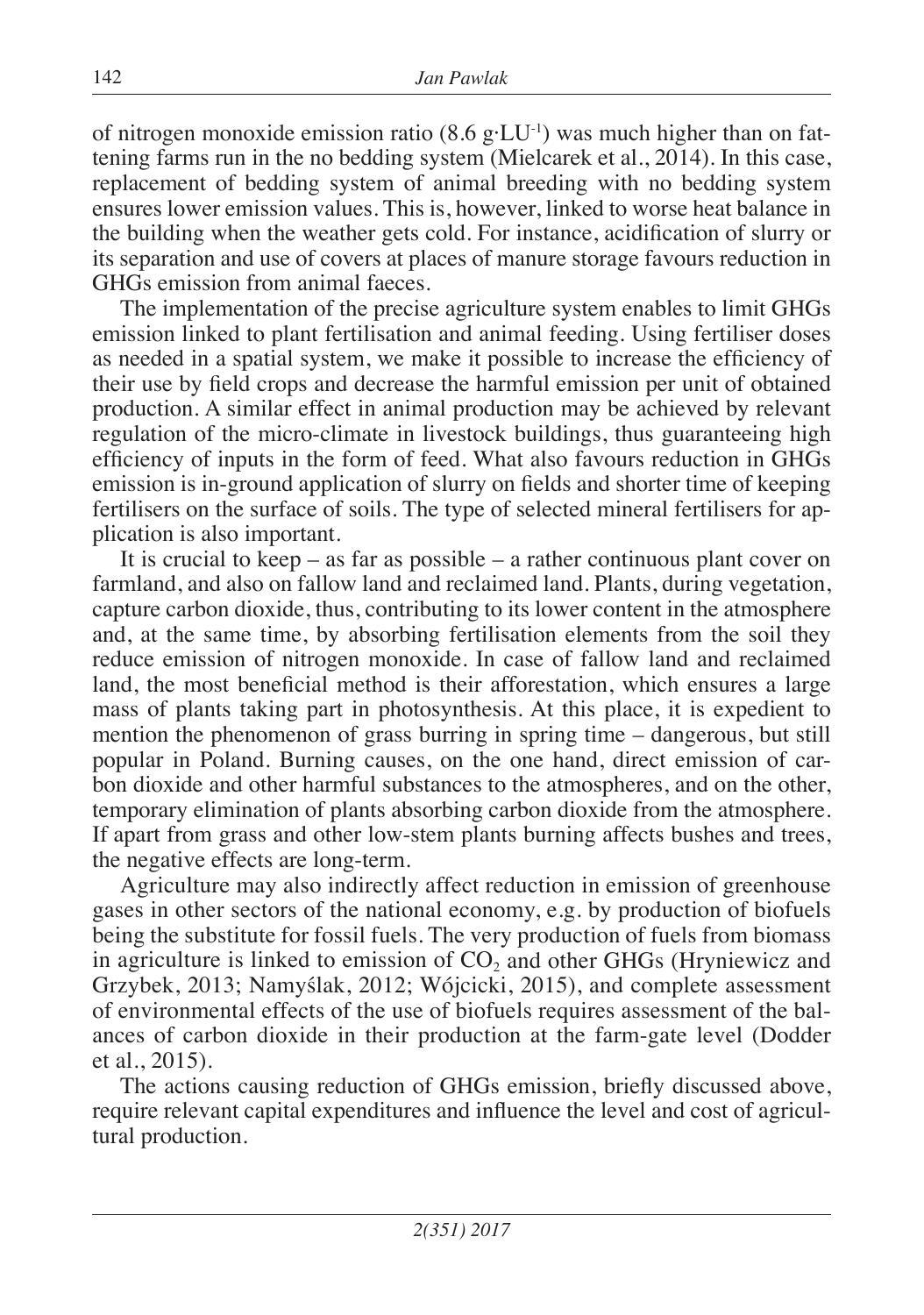of nitrogen monoxide emission ratio (8.6 $g \cdot LU^{-1}$) was much higher than on fattening farms run in the no bedding system (Mielcarek et al., 2014). In this case, replacement of bedding system of animal breeding with no bedding system ensures lower emission values. This is, however, linked to worse heat balance in the building when the weather gets cold. For instance, acidification of slurry or its separation and use of covers at places of manure storage favours reduction in GHGs emission from animal faeces.

The implementation of the precise agriculture system enables to limit GHGs emission linked to plant fertilisation and animal feeding. Using fertiliser doses as needed in a spatial system, we make it possible to increase the efficiency of their use by field crops and decrease the harmful emission per unit of obtained production. A similar effect in animal production may be achieved by relevant regulation of the micro-climate in livestock buildings, thus guaranteeing high efficiency of inputs in the form of feed. What also favours reduction in GHGs emission is in-ground application of slurry on fields and shorter time of keeping fertilisers on the surface of soils. The type of selected mineral fertilisers for application is also important.

It is crucial to keep – as far as possible – a rather continuous plant cover on farmland, and also on fallow land and reclaimed land. Plants, during vegetation, capture carbon dioxide, thus, contributing to its lower content in the atmosphere and, at the same time, by absorbing fertilisation elements from the soil they reduce emission of nitrogen monoxide. In case of fallow land and reclaimed land, the most beneficial method is their afforestation, which ensures a large mass of plants taking part in photosynthesis. At this place, it is expedient to mention the phenomenon of grass burring in spring time – dangerous, but still popular in Poland. Burning causes, on the one hand, direct emission of carbon dioxide and other harmful substances to the atmospheres, and on the other, temporary elimination of plants absorbing carbon dioxide from the atmosphere. If apart from grass and other low-stem plants burning affects bushes and trees, the negative effects are long-term.

Agriculture may also indirectly affect reduction in emission of greenhouse gases in other sectors of the national economy, e.g. by production of biofuels being the substitute for fossil fuels. The very production of fuels from biomass in agriculture is linked to emission of $CO_2$ and other GHGs (Hryniewicz and Grzybek, 2013; Namyślak, 2012; Wójcicki, 2015), and complete assessment of environmental effects of the use of biofuels requires assessment of the balances of carbon dioxide in their production at the farm-gate level (Dodder et al., 2015).

The actions causing reduction of GHGs emission, briefly discussed above, require relevant capital expenditures and influence the level and cost of agricultural production.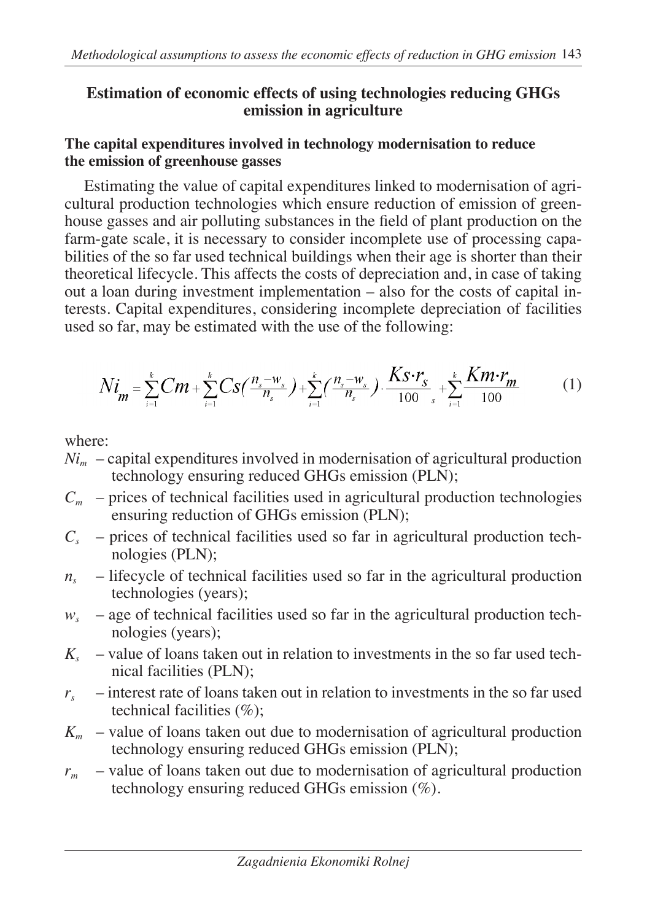### Estimation of economic effects of using technologies reducing GHGs emission in agriculture

#### The capital expenditures involved in technology modernisation to reduce the emission of greenhouse gasses

Estimating the value of capital expenditures linked to modernisation of agricultural production technologies which ensure reduction of emission of greenhouse gasses and air polluting substances in the field of plant production on the farm-gate scale, it is necessary to consider incomplete use of processing capabilities of the so far used technical buildings when their age is shorter than their theoretical lifecycle. This affects the costs of depreciation and, in case of taking out a loan during investment implementation – also for the costs of capital interests. Capital expenditures, considering incomplete depreciation of facilities used so far, may be estimated with the use of the following:

$$Ni_m = \sum_{i=1}^{k} Cm + \sum_{i=1}^{k} Cs\left(\frac{n_s - w_s}{n_s}\right) + \sum_{i=1}^{k}\left(\frac{n_s - w_s}{n_s}\right) \cdot \frac{Ks \cdot r_s}{100}_s + \sum_{i=1}^{k} \frac{Km \cdot r_m}{100} \tag{1}$$

where:

- $Ni_m$ – capital expenditures involved in modernisation of agricultural production technology ensuring reduced GHGs emission (PLN);
- $C_m$ – prices of technical facilities used in agricultural production technologies ensuring reduction of GHGs emission (PLN);
- $C_s$ – prices of technical facilities used so far in agricultural production technologies (PLN);
- $n_s$ – lifecycle of technical facilities used so far in the agricultural production technologies (years);
- $w_s$ – age of technical facilities used so far in the agricultural production technologies (years);
- $K_s$ – value of loans taken out in relation to investments in the so far used technical facilities (PLN);
- $r_s$ – interest rate of loans taken out in relation to investments in the so far used technical facilities (%);
- $K_m$ – value of loans taken out due to modernisation of agricultural production technology ensuring reduced GHGs emission (PLN);
- $r_m$ – value of loans taken out due to modernisation of agricultural production technology ensuring reduced GHGs emission (%).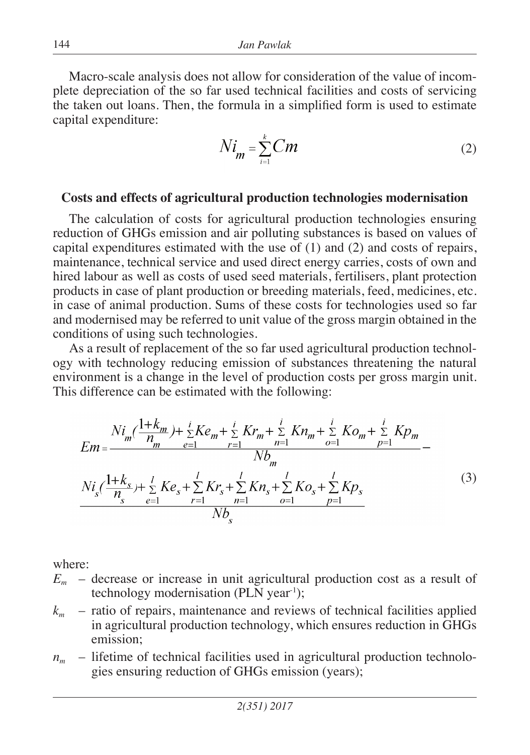Macro-scale analysis does not allow for consideration of the value of incomplete depreciation of the so far used technical facilities and costs of servicing the taken out loans. Then, the formula in a simplified form is used to estimate capital expenditure:

$$Ni_m = \sum_{i=1}^{k} Cm \tag{2}$$

### Costs and effects of agricultural production technologies modernisation

The calculation of costs for agricultural production technologies ensuring reduction of GHGs emission and air polluting substances is based on values of capital expenditures estimated with the use of (1) and (2) and costs of repairs, maintenance, technical service and used direct energy carries, costs of own and hired labour as well as costs of used seed materials, fertilisers, plant protection products in case of plant production or breeding materials, feed, medicines, etc. in case of animal production. Sums of these costs for technologies used so far and modernised may be referred to unit value of the gross margin obtained in the conditions of using such technologies.

As a result of replacement of the so far used agricultural production technology with technology reducing emission of substances threatening the natural environment is a change in the level of production costs per gross margin unit. This difference can be estimated with the following:

$$Em = \frac{Ni_m\left(\frac{1+k_m}{n_m}\right) + \sum_{e=1}^{i} Ke_m + \sum_{r=1}^{i} Kr_m + \sum_{n=1}^{i} Kn_m + \sum_{o=1}^{i} Ko_m + \sum_{p=1}^{i} Kp_m}{Nb_m} - \frac{Ni_s\left(\frac{1+k_s}{n_s}\right) + \sum_{e=1}^{l} Ke_s + \sum_{r=1}^{l} Kr_s + \sum_{n=1}^{l} Kn_s + \sum_{o=1}^{l} Ko_s + \sum_{p=1}^{l} Kp_s}{Nb_s} \tag{3}$$

where:

- $E_m$ – decrease or increase in unit agricultural production cost as a result of technology modernisation (PLN year$^{-1}$);
- $k_m$ – ratio of repairs, maintenance and reviews of technical facilities applied in agricultural production technology, which ensures reduction in GHGs emission;
- $n_m$ – lifetime of technical facilities used in agricultural production technologies ensuring reduction of GHGs emission (years);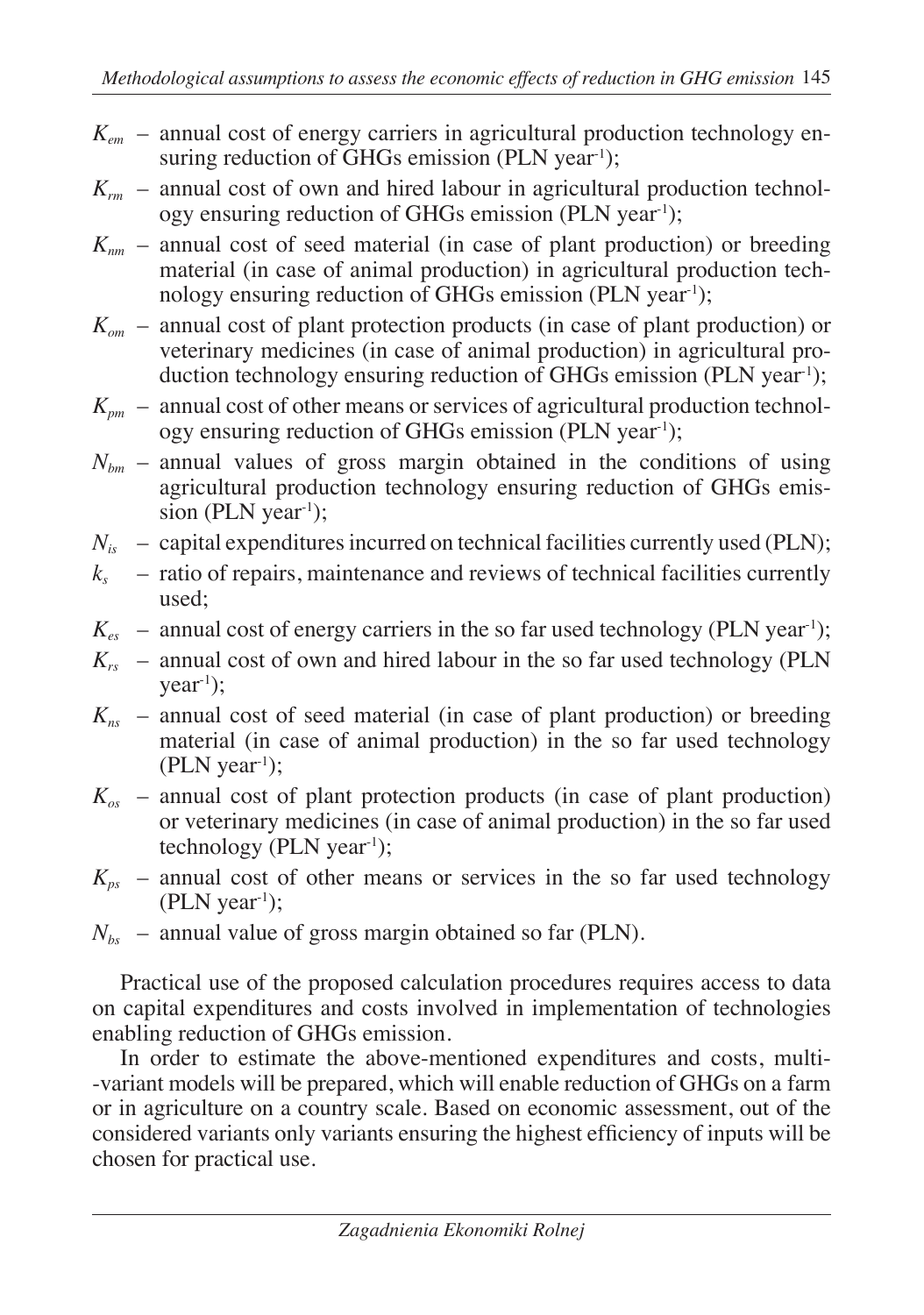$K_{em}$ – annual cost of energy carriers in agricultural production technology ensuring reduction of GHGs emission (PLN year$^{-1}$);

$K_{rm}$ – annual cost of own and hired labour in agricultural production technology ensuring reduction of GHGs emission (PLN year$^{-1}$);

$K_{nm}$ – annual cost of seed material (in case of plant production) or breeding material (in case of animal production) in agricultural production technology ensuring reduction of GHGs emission (PLN year$^{-1}$);

$K_{om}$ – annual cost of plant protection products (in case of plant production) or veterinary medicines (in case of animal production) in agricultural production technology ensuring reduction of GHGs emission (PLN year$^{-1}$);

$K_{pm}$ – annual cost of other means or services of agricultural production technology ensuring reduction of GHGs emission (PLN year$^{-1}$);

$N_{bm}$ – annual values of gross margin obtained in the conditions of using agricultural production technology ensuring reduction of GHGs emission (PLN year$^{-1}$);

$N_{is}$ – capital expenditures incurred on technical facilities currently used (PLN);

$k_s$ – ratio of repairs, maintenance and reviews of technical facilities currently used;

$K_{es}$ – annual cost of energy carriers in the so far used technology (PLN year$^{-1}$);

$K_{rs}$ – annual cost of own and hired labour in the so far used technology (PLN year$^{-1}$);

$K_{ns}$ – annual cost of seed material (in case of plant production) or breeding material (in case of animal production) in the so far used technology (PLN year$^{-1}$);

$K_{os}$ – annual cost of plant protection products (in case of plant production) or veterinary medicines (in case of animal production) in the so far used technology (PLN year$^{-1}$);

$K_{ps}$ – annual cost of other means or services in the so far used technology (PLN year$^{-1}$);

$N_{bs}$ – annual value of gross margin obtained so far (PLN).

Practical use of the proposed calculation procedures requires access to data on capital expenditures and costs involved in implementation of technologies enabling reduction of GHGs emission.

In order to estimate the above-mentioned expenditures and costs, multi-variant models will be prepared, which will enable reduction of GHGs on a farm or in agriculture on a country scale. Based on economic assessment, out of the considered variants only variants ensuring the highest efficiency of inputs will be chosen for practical use.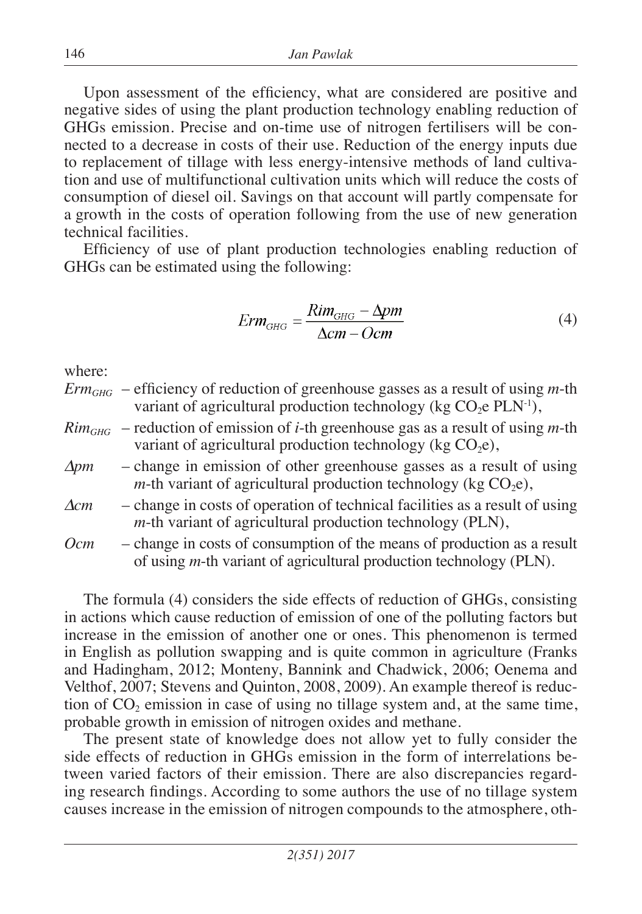Upon assessment of the efficiency, what are considered are positive and negative sides of using the plant production technology enabling reduction of GHGs emission. Precise and on-time use of nitrogen fertilisers will be connected to a decrease in costs of their use. Reduction of the energy inputs due to replacement of tillage with less energy-intensive methods of land cultivation and use of multifunctional cultivation units which will reduce the costs of consumption of diesel oil. Savings on that account will partly compensate for a growth in the costs of operation following from the use of new generation technical facilities.

Efficiency of use of plant production technologies enabling reduction of GHGs can be estimated using the following:

$$Erm_{GHG} = \frac{Rim_{GHG} - \Delta pm}{\Delta cm - Ocm} \tag{4}$$

where:

- $Erm_{GHG}$ – efficiency of reduction of greenhouse gasses as a result of using *m*-th variant of agricultural production technology (kg $CO_2$e $PLN^{-1}$),
- $Rim_{GHG}$ – reduction of emission of *i*-th greenhouse gas as a result of using *m*-th variant of agricultural production technology (kg $CO_2$e),
- $\Delta pm$ – change in emission of other greenhouse gasses as a result of using *m*-th variant of agricultural production technology (kg $CO_2$e),
- $\Delta cm$ – change in costs of operation of technical facilities as a result of using *m*-th variant of agricultural production technology (PLN),
- $Ocm$ – change in costs of consumption of the means of production as a result of using *m*-th variant of agricultural production technology (PLN).

The formula (4) considers the side effects of reduction of GHGs, consisting in actions which cause reduction of emission of one of the polluting factors but increase in the emission of another one or ones. This phenomenon is termed in English as pollution swapping and is quite common in agriculture (Franks and Hadingham, 2012; Monteny, Bannink and Chadwick, 2006; Oenema and Velthof, 2007; Stevens and Quinton, 2008, 2009). An example thereof is reduction of $CO_2$ emission in case of using no tillage system and, at the same time, probable growth in emission of nitrogen oxides and methane.

The present state of knowledge does not allow yet to fully consider the side effects of reduction in GHGs emission in the form of interrelations between varied factors of their emission. There are also discrepancies regarding research findings. According to some authors the use of no tillage system causes increase in the emission of nitrogen compounds to the atmosphere, oth-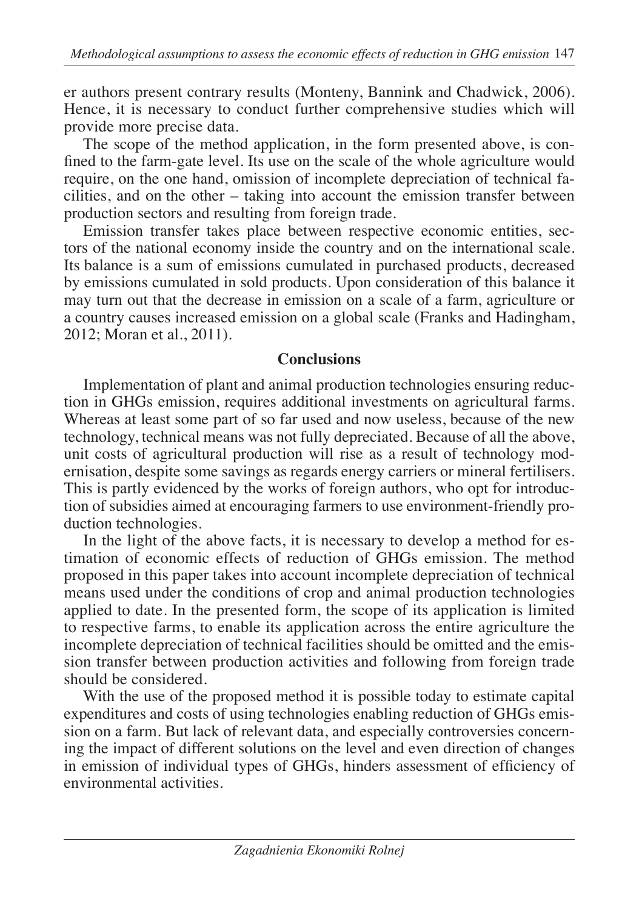er authors present contrary results (Monteny, Bannink and Chadwick, 2006). Hence, it is necessary to conduct further comprehensive studies which will provide more precise data.

The scope of the method application, in the form presented above, is confined to the farm-gate level. Its use on the scale of the whole agriculture would require, on the one hand, omission of incomplete depreciation of technical facilities, and on the other – taking into account the emission transfer between production sectors and resulting from foreign trade.

Emission transfer takes place between respective economic entities, sectors of the national economy inside the country and on the international scale. Its balance is a sum of emissions cumulated in purchased products, decreased by emissions cumulated in sold products. Upon consideration of this balance it may turn out that the decrease in emission on a scale of a farm, agriculture or a country causes increased emission on a global scale (Franks and Hadingham, 2012; Moran et al., 2011).

## Conclusions

Implementation of plant and animal production technologies ensuring reduction in GHGs emission, requires additional investments on agricultural farms. Whereas at least some part of so far used and now useless, because of the new technology, technical means was not fully depreciated. Because of all the above, unit costs of agricultural production will rise as a result of technology modernisation, despite some savings as regards energy carriers or mineral fertilisers. This is partly evidenced by the works of foreign authors, who opt for introduction of subsidies aimed at encouraging farmers to use environment-friendly production technologies.

In the light of the above facts, it is necessary to develop a method for estimation of economic effects of reduction of GHGs emission. The method proposed in this paper takes into account incomplete depreciation of technical means used under the conditions of crop and animal production technologies applied to date. In the presented form, the scope of its application is limited to respective farms, to enable its application across the entire agriculture the incomplete depreciation of technical facilities should be omitted and the emission transfer between production activities and following from foreign trade should be considered.

With the use of the proposed method it is possible today to estimate capital expenditures and costs of using technologies enabling reduction of GHGs emission on a farm. But lack of relevant data, and especially controversies concerning the impact of different solutions on the level and even direction of changes in emission of individual types of GHGs, hinders assessment of efficiency of environmental activities.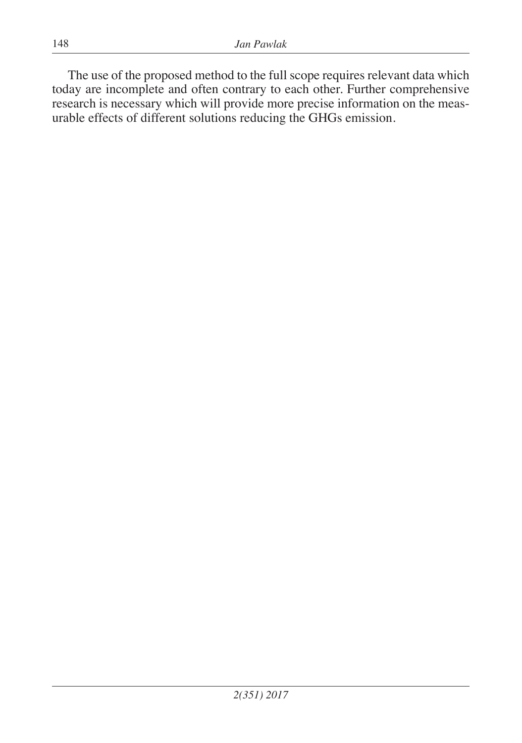The use of the proposed method to the full scope requires relevant data which today are incomplete and often contrary to each other. Further comprehensive research is necessary which will provide more precise information on the measurable effects of different solutions reducing the GHGs emission.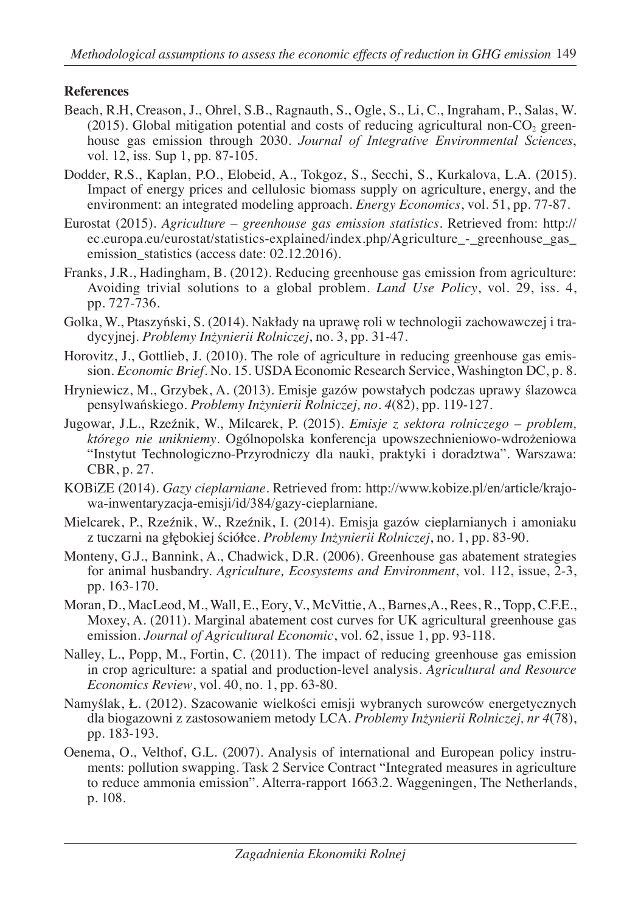## References

Beach, R.H, Creason, J., Ohrel, S.B., Ragnauth, S., Ogle, S., Li, C., Ingraham, P., Salas, W. (2015). Global mitigation potential and costs of reducing agricultural non-$CO_2$ greenhouse gas emission through 2030. *Journal of Integrative Environmental Sciences*, vol. 12, iss. Sup 1, pp. 87-105.

Dodder, R.S., Kaplan, P.O., Elobeid, A., Tokgoz, S., Secchi, S., Kurkalova, L.A. (2015). Impact of energy prices and cellulosic biomass supply on agriculture, energy, and the environment: an integrated modeling approach. *Energy Economics*, vol. 51, pp. 77-87.

Eurostat (2015). *Agriculture – greenhouse gas emission statistics*. Retrieved from: http://ec.europa.eu/eurostat/statistics-explained/index.php/Agriculture_-_greenhouse_gas_emission_statistics (access date: 02.12.2016).

Franks, J.R., Hadingham, B. (2012). Reducing greenhouse gas emission from agriculture: Avoiding trivial solutions to a global problem. *Land Use Policy*, vol. 29, iss. 4, pp. 727-736.

Golka, W., Ptaszyński, S. (2014). Nakłady na uprawę roli w technologii zachowawczej i tradycyjnej. *Problemy Inżynierii Rolniczej*, no. 3, pp. 31-47.

Horovitz, J., Gottlieb, J. (2010). The role of agriculture in reducing greenhouse gas emission. *Economic Brief*. No. 15. USDA Economic Research Service, Washington DC, p. 8.

Hryniewicz, M., Grzybek, A. (2013). Emisje gazów powstałych podczas uprawy ślazowca pensylwańskiego. *Problemy Inżynierii Rolniczej, no. 4*(82), pp. 119-127.

Jugowar, J.L., Rzeźnik, W., Milcarek, P. (2015). *Emisje z sektora rolniczego – problem, którego nie unikniemy*. Ogólnopolska konferencja upowszechnieniowo-wdrożeniowa "Instytut Technologiczno-Przyrodniczy dla nauki, praktyki i doradztwa". Warszawa: CBR, p. 27.

KOBiZE (2014). *Gazy cieplarniane*. Retrieved from: http://www.kobize.pl/en/article/krajowa-inwentaryzacja-emisji/id/384/gazy-cieplarniane.

Mielcarek, P., Rzeźnik, W., Rzeźnik, I. (2014). Emisja gazów cieplarnianych i amoniaku z tuczarni na głębokiej ściółce. *Problemy Inżynierii Rolniczej*, no. 1, pp. 83-90.

Monteny, G.J., Bannink, A., Chadwick, D.R. (2006). Greenhouse gas abatement strategies for animal husbandry. *Agriculture, Ecosystems and Environment*, vol. 112, issue, 2-3, pp. 163-170.

Moran, D., MacLeod, M., Wall, E., Eory, V., McVittie, A., Barnes,A., Rees, R., Topp, C.F.E., Moxey, A. (2011). Marginal abatement cost curves for UK agricultural greenhouse gas emission. *Journal of Agricultural Economic*, vol. 62, issue 1, pp. 93-118.

Nalley, L., Popp, M., Fortin, C. (2011). The impact of reducing greenhouse gas emission in crop agriculture: a spatial and production-level analysis. *Agricultural and Resource Economics Review*, vol. 40, no. 1, pp. 63-80.

Namyślak, Ł. (2012). Szacowanie wielkości emisji wybranych surowców energetycznych dla biogazowni z zastosowaniem metody LCA. *Problemy Inżynierii Rolniczej, nr 4*(78), pp. 183-193.

Oenema, O., Velthof, G.L. (2007). Analysis of international and European policy instruments: pollution swapping. Task 2 Service Contract "Integrated measures in agriculture to reduce ammonia emission". Alterra-rapport 1663.2. Waggeningen, The Netherlands, p. 108.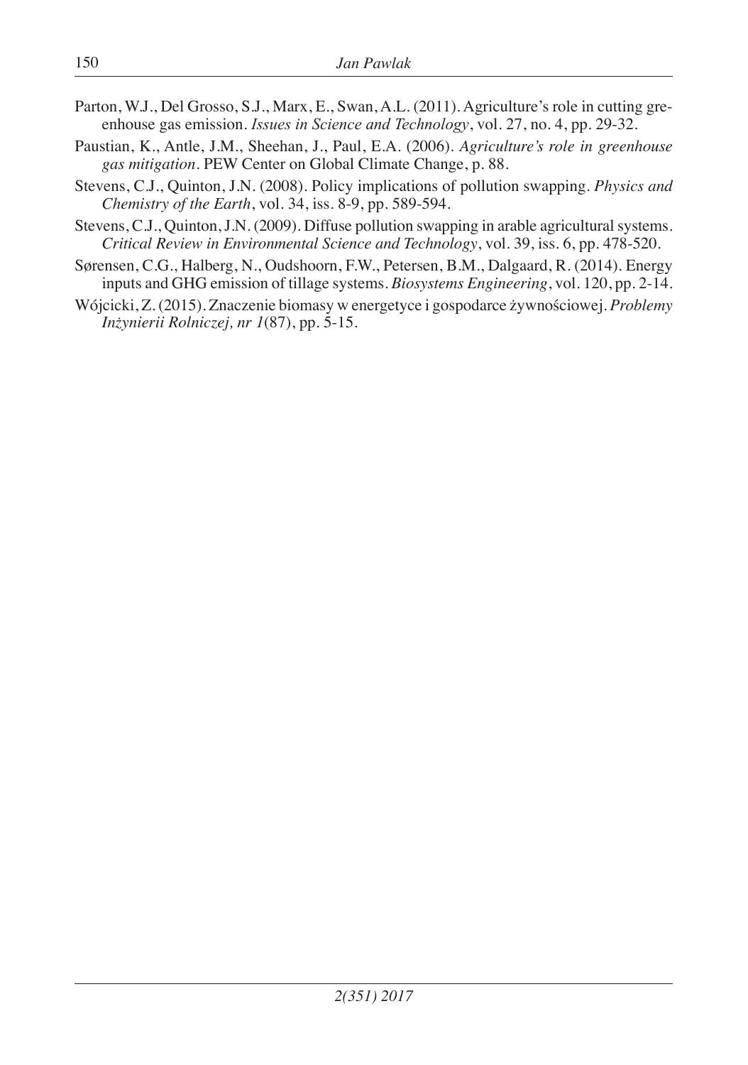Parton, W.J., Del Grosso, S.J., Marx, E., Swan, A.L. (2011). Agriculture's role in cutting greenhouse gas emission. *Issues in Science and Technology*, vol. 27, no. 4, pp. 29-32.

Paustian, K., Antle, J.M., Sheehan, J., Paul, E.A. (2006). *Agriculture's role in greenhouse gas mitigation*. PEW Center on Global Climate Change, p. 88.

Stevens, C.J., Quinton, J.N. (2008). Policy implications of pollution swapping. *Physics and Chemistry of the Earth*, vol. 34, iss. 8-9, pp. 589-594.

Stevens, C.J., Quinton, J.N. (2009). Diffuse pollution swapping in arable agricultural systems. *Critical Review in Environmental Science and Technology*, vol. 39, iss. 6, pp. 478-520.

Sørensen, C.G., Halberg, N., Oudshoorn, F.W., Petersen, B.M., Dalgaard, R. (2014). Energy inputs and GHG emission of tillage systems. *Biosystems Engineering*, vol. 120, pp. 2-14.

Wójcicki, Z. (2015). Znaczenie biomasy w energetyce i gospodarce żywnościowej. *Problemy Inżynierii Rolniczej, nr 1*(87), pp. 5-15.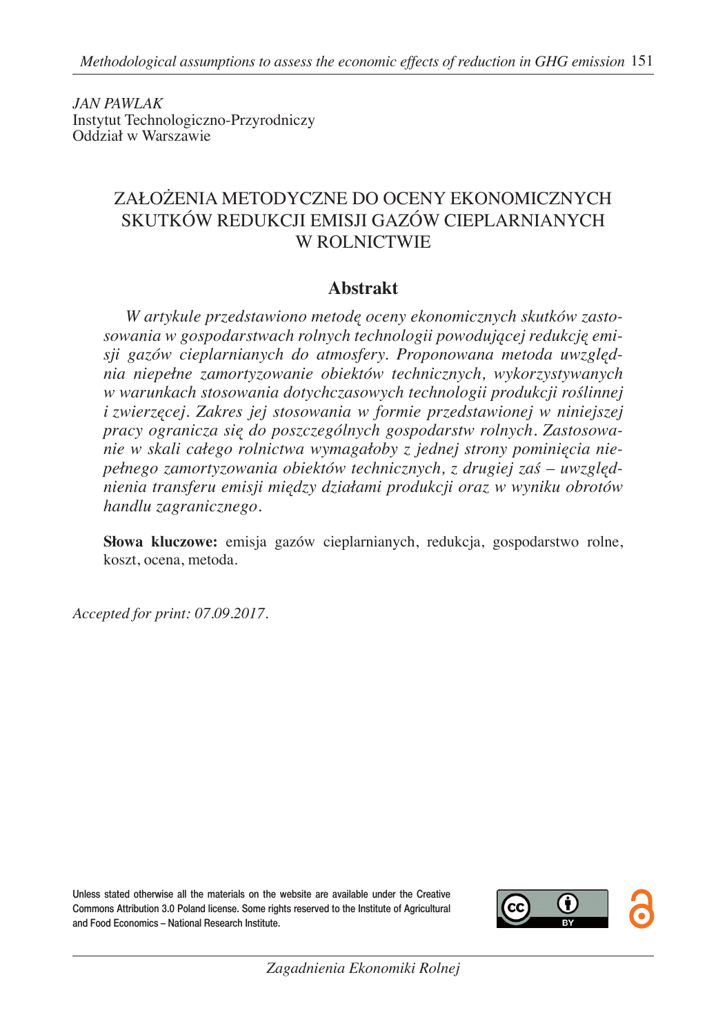*JAN PAWLAK*
Instytut Technologiczno-Przyrodniczy
Oddział w Warszawie

# ZAŁOŻENIA METODYCZNE DO OCENY EKONOMICZNYCH SKUTKÓW REDUKCJI EMISJI GAZÓW CIEPLARNIANYCH W ROLNICTWIE

## Abstrakt

*W artykule przedstawiono metodę oceny ekonomicznych skutków zastosowania w gospodarstwach rolnych technologii powodującej redukcję emisji gazów cieplarnianych do atmosfery. Proponowana metoda uwzględnia niepełne zamortyzowanie obiektów technicznych, wykorzystywanych w warunkach stosowania dotychczasowych technologii produkcji roślinnej i zwierzęcej. Zakres jej stosowania w formie przedstawionej w niniejszej pracy ogranicza się do poszczególnych gospodarstw rolnych. Zastosowanie w skali całego rolnictwa wymagałoby z jednej strony pominięcia niepełnego zamortyzowania obiektów technicznych, z drugiej zaś – uwzględnienia transferu emisji między działami produkcji oraz w wyniku obrotów handlu zagranicznego.*

**Słowa kluczowe:** emisja gazów cieplarnianych, redukcja, gospodarstwo rolne, koszt, ocena, metoda.

*Accepted for print: 07.09.2017.*

Unless stated otherwise all the materials on the website are available under the Creative Commons Attribution 3.0 Poland license. Some rights reserved to the Institute of Agricultural and Food Economics – National Research Institute.